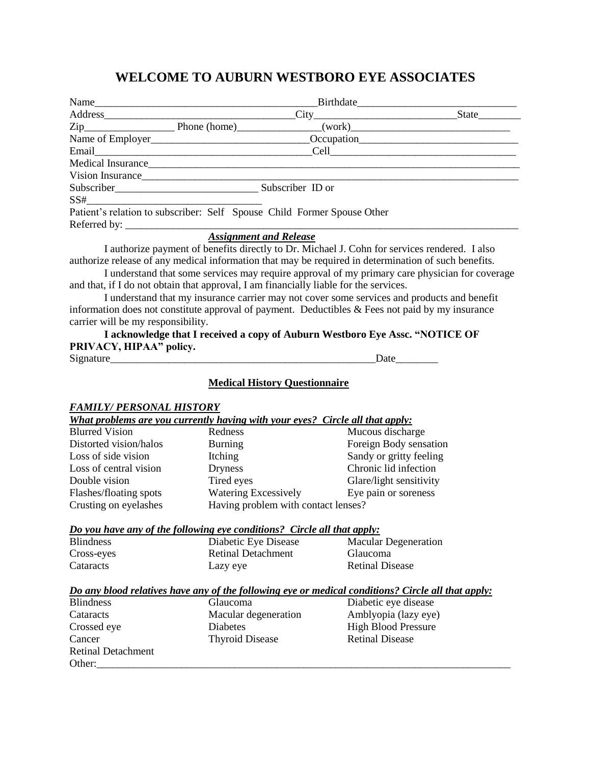# WELCOME TO AUBURN WESTBORO EYE ASSOCIATES

Name__________________________________________ Birthdate______________________________

Address____________________________________ City__________________________ State________

Zip_________________ Phone (home)________________ (work)______________________________

Name of Employer_______________________________ Occupation______________________________

Email________________________________________ Cell___________________________________

Medical Insurance_________________________________________________________________________

Vision Insurance__________________________________________________________________________

Subscriber____________________________ Subscriber ID or

SS#_______________________________

Patient's relation to subscriber: Self Spouse Child Former Spouse Other

Referred by: _______________________________________________________________________________

***Assignment and Release***

I authorize payment of benefits directly to Dr. Michael J. Cohn for services rendered. I also authorize release of any medical information that may be required in determination of such benefits.

I understand that some services may require approval of my primary care physician for coverage and that, if I do not obtain that approval, I am financially liable for the services.

I understand that my insurance carrier may not cover some services and products and benefit information does not constitute approval of payment. Deductibles & Fees not paid by my insurance carrier will be my responsibility.

**I acknowledge that I received a copy of Auburn Westboro Eye Assc. "NOTICE OF PRIVACY, HIPAA" policy.**

Signature_____________________________________________________ Date________

## Medical History Questionnaire

***FAMILY/ PERSONAL HISTORY***

***What problems are you currently having with your eyes? Circle all that apply:***

| | | |
|---|---|---|
| Blurred Vision | Redness | Mucous discharge |
| Distorted vision/halos | Burning | Foreign Body sensation |
| Loss of side vision | Itching | Sandy or gritty feeling |
| Loss of central vision | Dryness | Chronic lid infection |
| Double vision | Tired eyes | Glare/light sensitivity |
| Flashes/floating spots | Watering Excessively | Eye pain or soreness |
| Crusting on eyelashes | Having problem with contact lenses? | |

***Do you have any of the following eye conditions? Circle all that apply:***

| | | |
|---|---|---|
| Blindness | Diabetic Eye Disease | Macular Degeneration |
| Cross-eyes | Retinal Detachment | Glaucoma |
| Cataracts | Lazy eye | Retinal Disease |

***Do any blood relatives have any of the following eye or medical conditions? Circle all that apply:***

| | | |
|---|---|---|
| Blindness | Glaucoma | Diabetic eye disease |
| Cataracts | Macular degeneration | Amblyopia (lazy eye) |
| Crossed eye | Diabetes | High Blood Pressure |
| Cancer | Thyroid Disease | Retinal Disease |
| Retinal Detachment | | |

Other:_____________________________________________________________________________________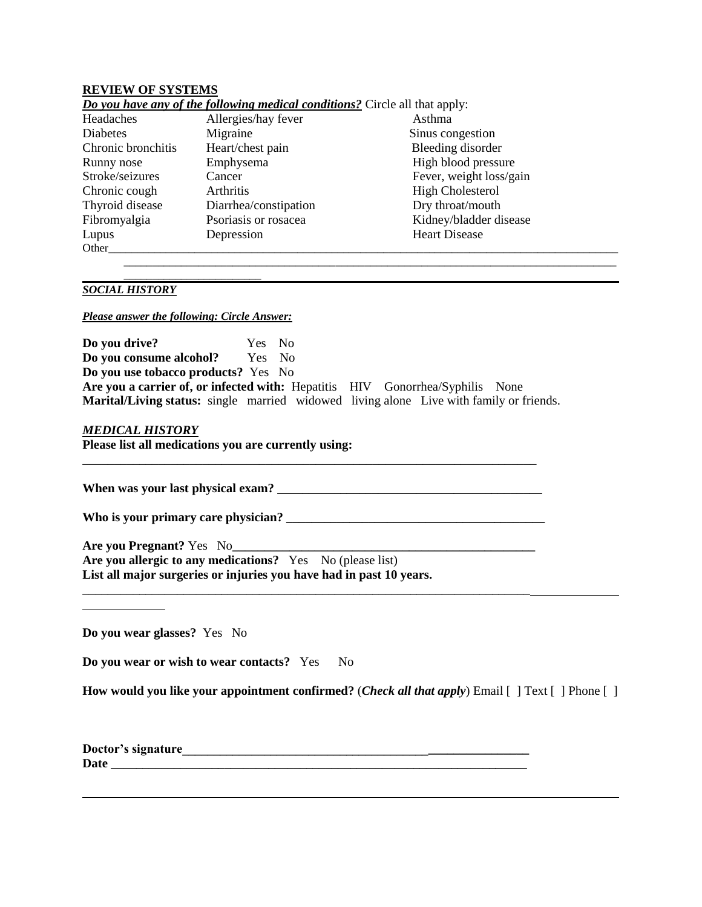**REVIEW OF SYSTEMS**

***Do you have any of the following medical conditions?*** Circle all that apply:

| | | |
|---|---|---|
| Headaches | Allergies/hay fever | Asthma |
| Diabetes | Migraine | Sinus congestion |
| Chronic bronchitis | Heart/chest pain | Bleeding disorder |
| Runny nose | Emphysema | High blood pressure |
| Stroke/seizures | Cancer | Fever, weight loss/gain |
| Chronic cough | Arthritis | High Cholesterol |
| Thyroid disease | Diarrhea/constipation | Dry throat/mouth |
| Fibromyalgia | Psoriasis or rosacea | Kidney/bladder disease |
| Lupus | Depression | Heart Disease |

Other_______________________________________________________________________________

_______________________________________________________________________________

______________________

***SOCIAL HISTORY***

***Please answer the following: Circle Answer:***

**Do you drive?** Yes No

**Do you consume alcohol?** Yes No

**Do you use tobacco products?** Yes No

**Are you a carrier of, or infected with:** Hepatitis HIV Gonorrhea/Syphilis None

**Marital/Living status:** single married widowed living alone Live with family or friends.

***MEDICAL HISTORY***

**Please list all medications you are currently using:**

**___________________________________________________________________________**

**When was your last physical exam? ___________________________________________**

**Who is your primary care physician? _________________________________________**

**Are you Pregnant?** Yes No**__________________________________________________**

**Are you allergic to any medications?** Yes No (please list)

**List all major surgeries or injuries you have had in past 10 years.**

_______________________________________________________________________________

_____________

**Do you wear glasses?** Yes No

**Do you wear or wish to wear contacts?** Yes No

**How would you like your appointment confirmed?** (***Check all that apply***) Email [ ] Text [ ] Phone [ ]

**Doctor's signature_________________________________________________________**

**Date ____________________________________________________________________**